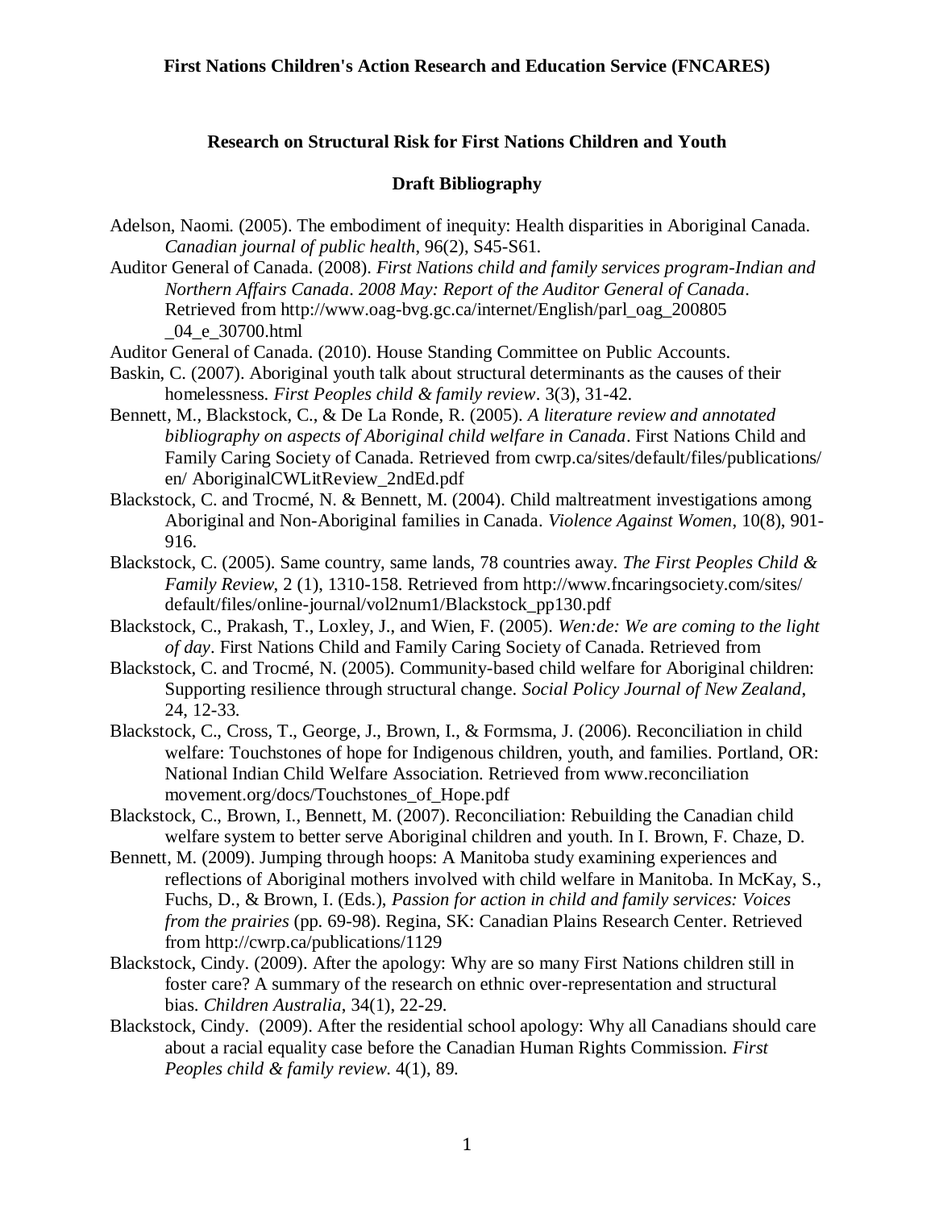# First Nations Children's Action Research and Education Service (FNCARES)

## Research on Structural Risk for First Nations Children and Youth

### Draft Bibliography

Adelson, Naomi. (2005). The embodiment of inequity: Health disparities in Aboriginal Canada. *Canadian journal of public health*, 96(2), S45-S61.

Auditor General of Canada. (2008). *First Nations child and family services program-Indian and Northern Affairs Canada. 2008 May: Report of the Auditor General of Canada*. Retrieved from http://www.oag-bvg.gc.ca/internet/English/parl_oag_200805_04_e_30700.html

Auditor General of Canada. (2010). House Standing Committee on Public Accounts.

Baskin, C. (2007). Aboriginal youth talk about structural determinants as the causes of their homelessness. *First Peoples child & family review*. 3(3), 31-42.

Bennett, M., Blackstock, C., & De La Ronde, R. (2005). *A literature review and annotated bibliography on aspects of Aboriginal child welfare in Canada*. First Nations Child and Family Caring Society of Canada. Retrieved from cwrp.ca/sites/default/files/publications/en/ AboriginalCWLitReview_2ndEd.pdf

Blackstock, C. and Trocmé, N. & Bennett, M. (2004). Child maltreatment investigations among Aboriginal and Non-Aboriginal families in Canada. *Violence Against Women*, 10(8), 901-916.

Blackstock, C. (2005). Same country, same lands, 78 countries away. *The First Peoples Child & Family Review*, 2 (1), 1310-158. Retrieved from http://www.fncaringsociety.com/sites/default/files/online-journal/vol2num1/Blackstock_pp130.pdf

Blackstock, C., Prakash, T., Loxley, J., and Wien, F. (2005). *Wen:de: We are coming to the light of day*. First Nations Child and Family Caring Society of Canada. Retrieved from

Blackstock, C. and Trocmé, N. (2005). Community-based child welfare for Aboriginal children: Supporting resilience through structural change. *Social Policy Journal of New Zealand*, 24, 12-33.

Blackstock, C., Cross, T., George, J., Brown, I., & Formsma, J. (2006). Reconciliation in child welfare: Touchstones of hope for Indigenous children, youth, and families. Portland, OR: National Indian Child Welfare Association. Retrieved from www.reconciliation movement.org/docs/Touchstones_of_Hope.pdf

Blackstock, C., Brown, I., Bennett, M. (2007). Reconciliation: Rebuilding the Canadian child welfare system to better serve Aboriginal children and youth. In I. Brown, F. Chaze, D.

Bennett, M. (2009). Jumping through hoops: A Manitoba study examining experiences and reflections of Aboriginal mothers involved with child welfare in Manitoba. In McKay, S., Fuchs, D., & Brown, I. (Eds.), *Passion for action in child and family services: Voices from the prairies* (pp. 69-98). Regina, SK: Canadian Plains Research Center. Retrieved from http://cwrp.ca/publications/1129

Blackstock, Cindy. (2009). After the apology: Why are so many First Nations children still in foster care? A summary of the research on ethnic over-representation and structural bias. *Children Australia*, 34(1), 22-29.

Blackstock, Cindy. (2009). After the residential school apology: Why all Canadians should care about a racial equality case before the Canadian Human Rights Commission. *First Peoples child & family review*. 4(1), 89.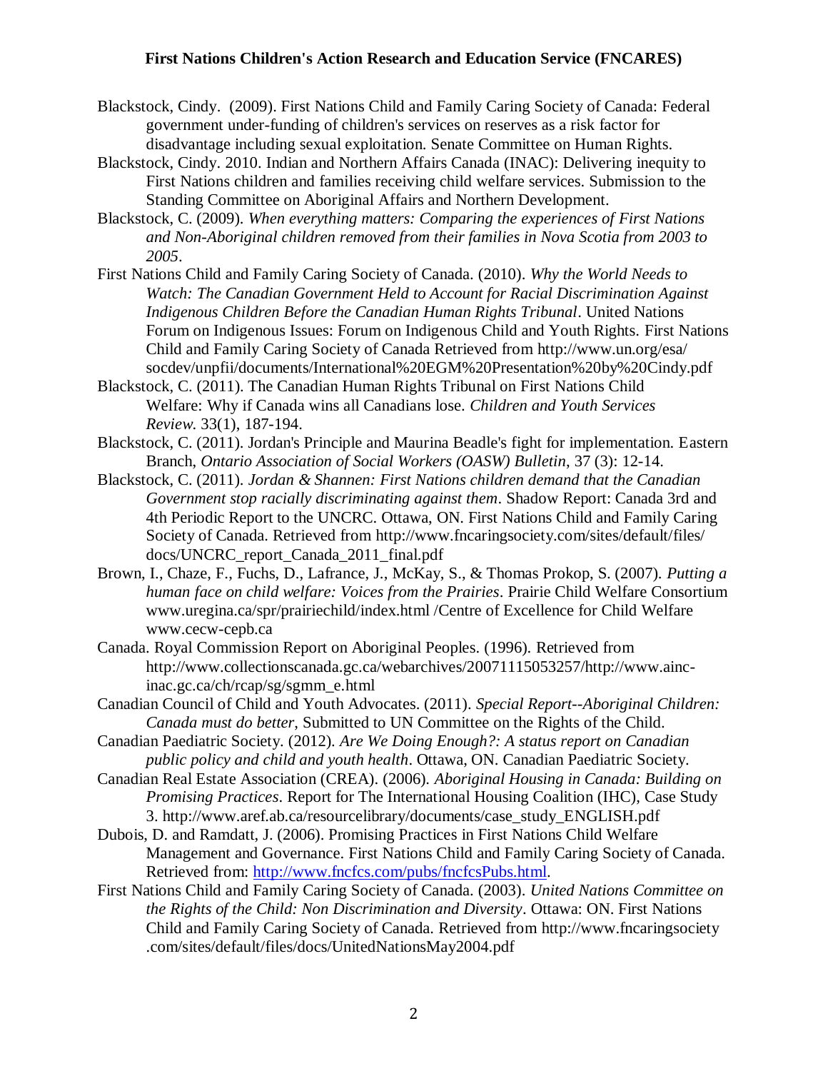Blackstock, Cindy. (2009). First Nations Child and Family Caring Society of Canada: Federal government under-funding of children's services on reserves as a risk factor for disadvantage including sexual exploitation. Senate Committee on Human Rights.

Blackstock, Cindy. 2010. Indian and Northern Affairs Canada (INAC): Delivering inequity to First Nations children and families receiving child welfare services. Submission to the Standing Committee on Aboriginal Affairs and Northern Development.

Blackstock, C. (2009). *When everything matters: Comparing the experiences of First Nations and Non-Aboriginal children removed from their families in Nova Scotia from 2003 to 2005*.

First Nations Child and Family Caring Society of Canada. (2010). *Why the World Needs to Watch: The Canadian Government Held to Account for Racial Discrimination Against Indigenous Children Before the Canadian Human Rights Tribunal*. United Nations Forum on Indigenous Issues: Forum on Indigenous Child and Youth Rights. First Nations Child and Family Caring Society of Canada Retrieved from http://www.un.org/esa/socdev/unpfii/documents/International%20EGM%20Presentation%20by%20Cindy.pdf

Blackstock, C. (2011). The Canadian Human Rights Tribunal on First Nations Child Welfare: Why if Canada wins all Canadians lose. *Children and Youth Services Review*. 33(1), 187-194.

Blackstock, C. (2011). Jordan's Principle and Maurina Beadle's fight for implementation. Eastern Branch, *Ontario Association of Social Workers (OASW) Bulletin*, 37 (3): 12-14.

Blackstock, C. (2011). *Jordan & Shannen: First Nations children demand that the Canadian Government stop racially discriminating against them*. Shadow Report: Canada 3rd and 4th Periodic Report to the UNCRC. Ottawa, ON. First Nations Child and Family Caring Society of Canada. Retrieved from http://www.fncaringsociety.com/sites/default/files/docs/UNCRC_report_Canada_2011_final.pdf

Brown, I., Chaze, F., Fuchs, D., Lafrance, J., McKay, S., & Thomas Prokop, S. (2007). *Putting a human face on child welfare: Voices from the Prairies*. Prairie Child Welfare Consortium www.uregina.ca/spr/prairiechild/index.html /Centre of Excellence for Child Welfare www.cecw-cepb.ca

Canada. Royal Commission Report on Aboriginal Peoples. (1996). Retrieved from http://www.collectionscanada.gc.ca/webarchives/20071115053257/http://www.ainc-inac.gc.ca/ch/rcap/sg/sgmm_e.html

Canadian Council of Child and Youth Advocates. (2011). *Special Report--Aboriginal Children: Canada must do better*, Submitted to UN Committee on the Rights of the Child.

Canadian Paediatric Society. (2012). *Are We Doing Enough?: A status report on Canadian public policy and child and youth health*. Ottawa, ON. Canadian Paediatric Society.

Canadian Real Estate Association (CREA). (2006). *Aboriginal Housing in Canada: Building on Promising Practices*. Report for The International Housing Coalition (IHC), Case Study 3. http://www.aref.ab.ca/resourcelibrary/documents/case_study_ENGLISH.pdf

Dubois, D. and Ramdatt, J. (2006). Promising Practices in First Nations Child Welfare Management and Governance. First Nations Child and Family Caring Society of Canada. Retrieved from: http://www.fncfcs.com/pubs/fncfcsPubs.html.

First Nations Child and Family Caring Society of Canada. (2003). *United Nations Committee on the Rights of the Child: Non Discrimination and Diversity*. Ottawa: ON. First Nations Child and Family Caring Society of Canada. Retrieved from http://www.fncaringsociety.com/sites/default/files/docs/UnitedNationsMay2004.pdf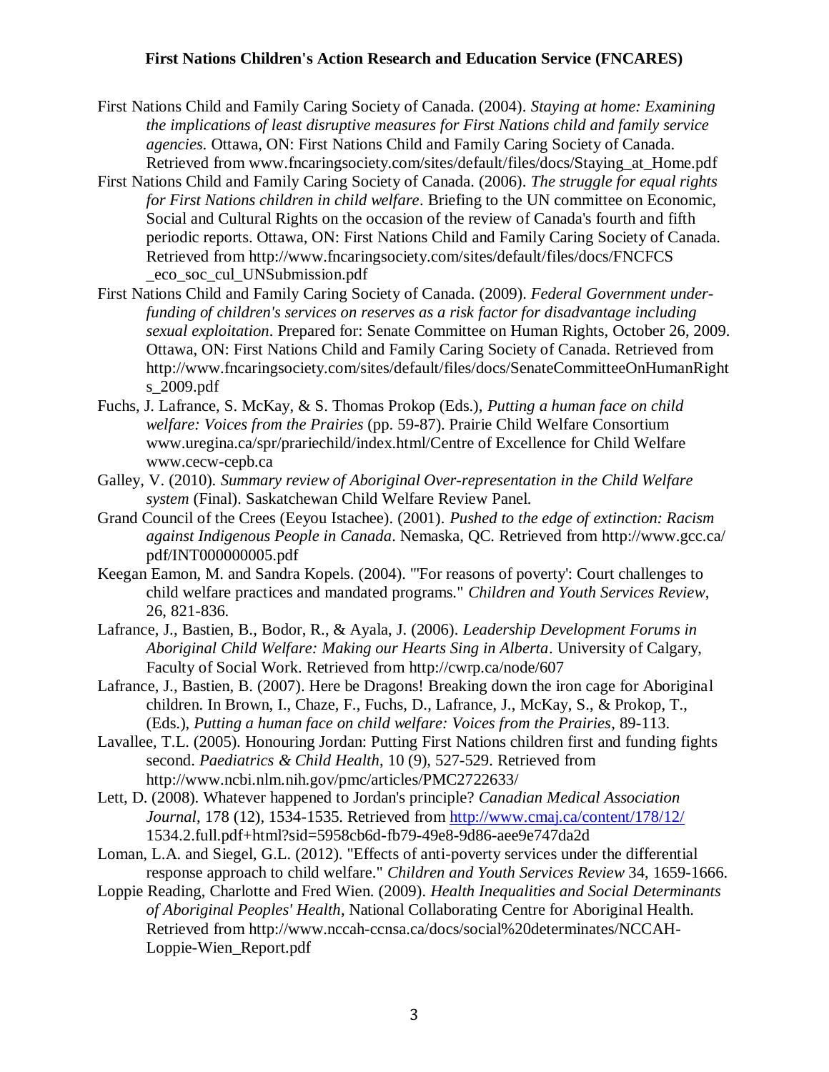First Nations Child and Family Caring Society of Canada. (2004). *Staying at home: Examining the implications of least disruptive measures for First Nations child and family service agencies*. Ottawa, ON: First Nations Child and Family Caring Society of Canada. Retrieved from www.fncaringsociety.com/sites/default/files/docs/Staying_at_Home.pdf

First Nations Child and Family Caring Society of Canada. (2006). *The struggle for equal rights for First Nations children in child welfare*. Briefing to the UN committee on Economic, Social and Cultural Rights on the occasion of the review of Canada's fourth and fifth periodic reports. Ottawa, ON: First Nations Child and Family Caring Society of Canada. Retrieved from http://www.fncaringsociety.com/sites/default/files/docs/FNCFCS _eco_soc_cul_UNSubmission.pdf

First Nations Child and Family Caring Society of Canada. (2009). *Federal Government under-funding of children's services on reserves as a risk factor for disadvantage including sexual exploitation*. Prepared for: Senate Committee on Human Rights, October 26, 2009. Ottawa, ON: First Nations Child and Family Caring Society of Canada. Retrieved from http://www.fncaringsociety.com/sites/default/files/docs/SenateCommitteeOnHumanRights_2009.pdf

Fuchs, J. Lafrance, S. McKay, & S. Thomas Prokop (Eds.), *Putting a human face on child welfare: Voices from the Prairies* (pp. 59-87). Prairie Child Welfare Consortium www.uregina.ca/spr/prariechild/index.html/Centre of Excellence for Child Welfare www.cecw-cepb.ca

Galley, V. (2010). *Summary review of Aboriginal Over-representation in the Child Welfare system* (Final). Saskatchewan Child Welfare Review Panel.

Grand Council of the Crees (Eeyou Istachee). (2001). *Pushed to the edge of extinction: Racism against Indigenous People in Canada*. Nemaska, QC. Retrieved from http://www.gcc.ca/pdf/INT000000005.pdf

Keegan Eamon, M. and Sandra Kopels. (2004). "'For reasons of poverty': Court challenges to child welfare practices and mandated programs." *Children and Youth Services Review*, 26, 821-836.

Lafrance, J., Bastien, B., Bodor, R., & Ayala, J. (2006). *Leadership Development Forums in Aboriginal Child Welfare: Making our Hearts Sing in Alberta*. University of Calgary, Faculty of Social Work. Retrieved from http://cwrp.ca/node/607

Lafrance, J., Bastien, B. (2007). Here be Dragons! Breaking down the iron cage for Aboriginal children. In Brown, I., Chaze, F., Fuchs, D., Lafrance, J., McKay, S., & Prokop, T., (Eds.), *Putting a human face on child welfare: Voices from the Prairies*, 89-113.

Lavallee, T.L. (2005). Honouring Jordan: Putting First Nations children first and funding fights second. *Paediatrics & Child Health*, 10 (9), 527-529. Retrieved from http://www.ncbi.nlm.nih.gov/pmc/articles/PMC2722633/

Lett, D. (2008). Whatever happened to Jordan's principle? *Canadian Medical Association Journal*, 178 (12), 1534-1535. Retrieved from http://www.cmaj.ca/content/178/12/1534.2.full.pdf+html?sid=5958cb6d-fb79-49e8-9d86-aee9e747da2d

Loman, L.A. and Siegel, G.L. (2012). "Effects of anti-poverty services under the differential response approach to child welfare." *Children and Youth Services Review* 34, 1659-1666.

Loppie Reading, Charlotte and Fred Wien. (2009). *Health Inequalities and Social Determinants of Aboriginal Peoples' Health*, National Collaborating Centre for Aboriginal Health. Retrieved from http://www.nccah-ccnsa.ca/docs/social%20determinates/NCCAH-Loppie-Wien_Report.pdf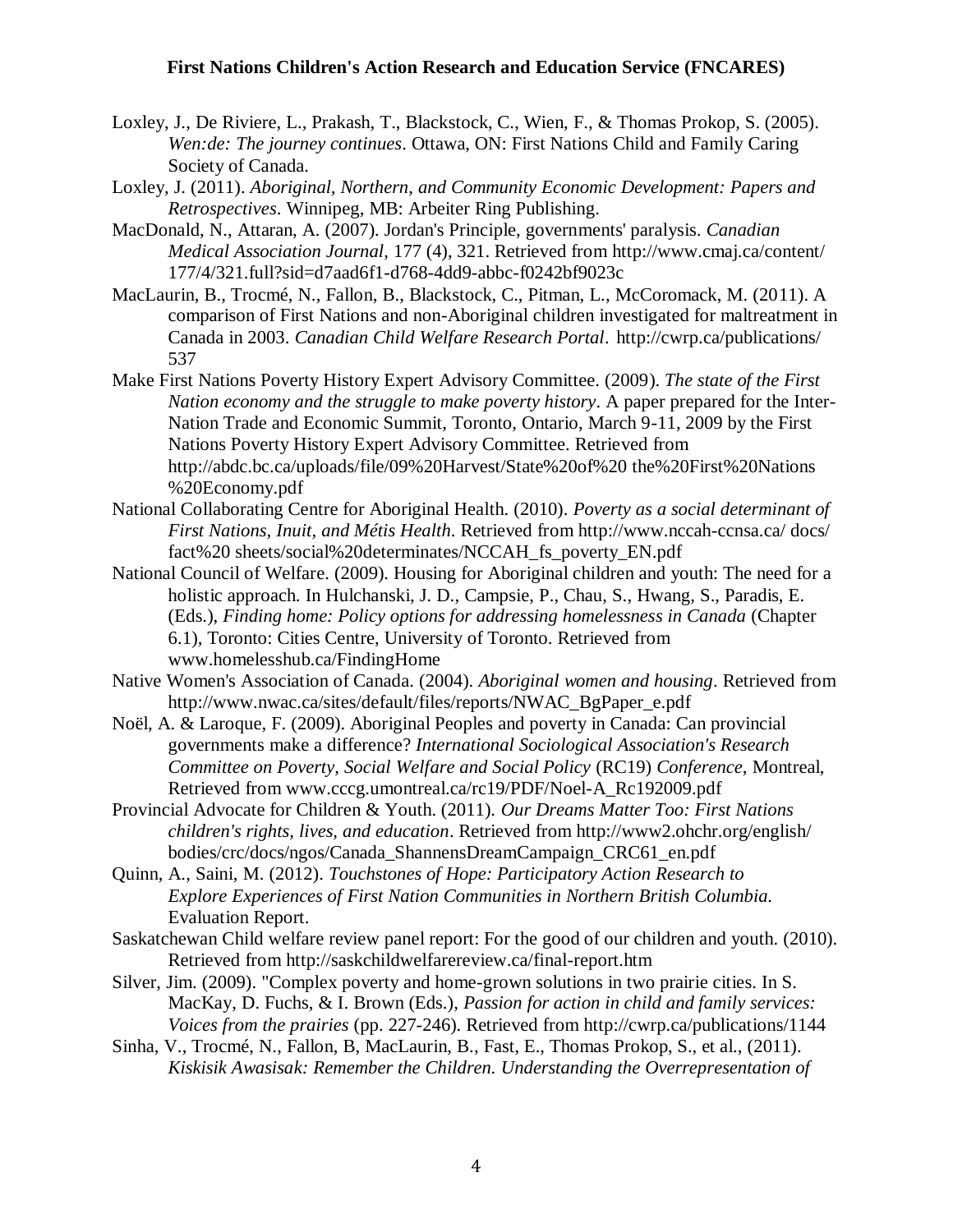Loxley, J., De Riviere, L., Prakash, T., Blackstock, C., Wien, F., & Thomas Prokop, S. (2005). *Wen:de: The journey continues*. Ottawa, ON: First Nations Child and Family Caring Society of Canada.

Loxley, J. (2011). *Aboriginal, Northern, and Community Economic Development: Papers and Retrospectives*. Winnipeg, MB: Arbeiter Ring Publishing.

MacDonald, N., Attaran, A. (2007). Jordan's Principle, governments' paralysis. *Canadian Medical Association Journal*, 177 (4), 321. Retrieved from http://www.cmaj.ca/content/177/4/321.full?sid=d7aad6f1-d768-4dd9-abbc-f0242bf9023c

MacLaurin, B., Trocmé, N., Fallon, B., Blackstock, C., Pitman, L., McCoromack, M. (2011). A comparison of First Nations and non-Aboriginal children investigated for maltreatment in Canada in 2003. *Canadian Child Welfare Research Portal*. http://cwrp.ca/publications/537

Make First Nations Poverty History Expert Advisory Committee. (2009). *The state of the First Nation economy and the struggle to make poverty history*. A paper prepared for the Inter-Nation Trade and Economic Summit, Toronto, Ontario, March 9-11, 2009 by the First Nations Poverty History Expert Advisory Committee. Retrieved from http://abdc.bc.ca/uploads/file/09%20Harvest/State%20of%20 the%20First%20Nations%20Economy.pdf

National Collaborating Centre for Aboriginal Health. (2010). *Poverty as a social determinant of First Nations, Inuit, and Métis Health*. Retrieved from http://www.nccah-ccnsa.ca/ docs/fact%20 sheets/social%20determinates/NCCAH_fs_poverty_EN.pdf

National Council of Welfare. (2009). Housing for Aboriginal children and youth: The need for a holistic approach. In Hulchanski, J. D., Campsie, P., Chau, S., Hwang, S., Paradis, E. (Eds.), *Finding home: Policy options for addressing homelessness in Canada* (Chapter 6.1), Toronto: Cities Centre, University of Toronto. Retrieved from www.homelesshub.ca/FindingHome

Native Women's Association of Canada. (2004). *Aboriginal women and housing*. Retrieved from http://www.nwac.ca/sites/default/files/reports/NWAC_BgPaper_e.pdf

Noël, A. & Laroque, F. (2009). Aboriginal Peoples and poverty in Canada: Can provincial governments make a difference? *International Sociological Association's Research Committee on Poverty, Social Welfare and Social Policy* (RC19) *Conference*, Montreal, Retrieved from www.cccg.umontreal.ca/rc19/PDF/Noel-A_Rc192009.pdf

Provincial Advocate for Children & Youth. (2011). *Our Dreams Matter Too: First Nations children's rights, lives, and education*. Retrieved from http://www2.ohchr.org/english/bodies/crc/docs/ngos/Canada_ShannensDreamCampaign_CRC61_en.pdf

Quinn, A., Saini, M. (2012). *Touchstones of Hope: Participatory Action Research to Explore Experiences of First Nation Communities in Northern British Columbia.* Evaluation Report.

Saskatchewan Child welfare review panel report: For the good of our children and youth. (2010). Retrieved from http://saskchildwelfarereview.ca/final-report.htm

Silver, Jim. (2009). "Complex poverty and home-grown solutions in two prairie cities. In S. MacKay, D. Fuchs, & I. Brown (Eds.), *Passion for action in child and family services: Voices from the prairies* (pp. 227-246). Retrieved from http://cwrp.ca/publications/1144

Sinha, V., Trocmé, N., Fallon, B, MacLaurin, B., Fast, E., Thomas Prokop, S., et al., (2011). *Kiskisik Awasisak: Remember the Children. Understanding the Overrepresentation of*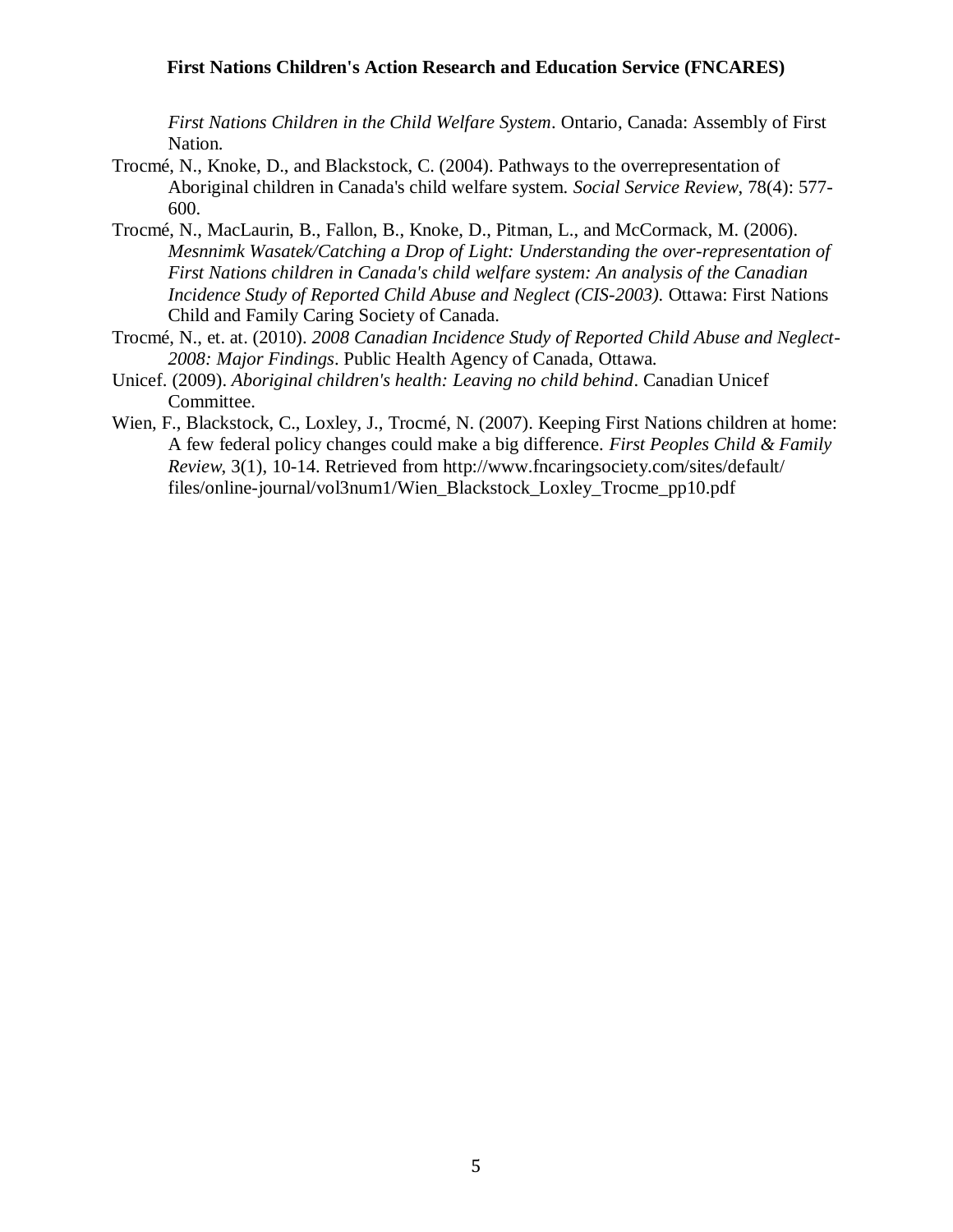*First Nations Children in the Child Welfare System*. Ontario, Canada: Assembly of First Nation.

Trocmé, N., Knoke, D., and Blackstock, C. (2004). Pathways to the overrepresentation of Aboriginal children in Canada's child welfare system. *Social Service Review*, 78(4): 577-600.

Trocmé, N., MacLaurin, B., Fallon, B., Knoke, D., Pitman, L., and McCormack, M. (2006). *Mesnnimk Wasatek/Catching a Drop of Light: Understanding the over-representation of First Nations children in Canada's child welfare system: An analysis of the Canadian Incidence Study of Reported Child Abuse and Neglect (CIS-2003)*. Ottawa: First Nations Child and Family Caring Society of Canada.

Trocmé, N., et. at. (2010). *2008 Canadian Incidence Study of Reported Child Abuse and Neglect-2008: Major Findings*. Public Health Agency of Canada, Ottawa.

Unicef. (2009). *Aboriginal children's health: Leaving no child behind*. Canadian Unicef Committee.

Wien, F., Blackstock, C., Loxley, J., Trocmé, N. (2007). Keeping First Nations children at home: A few federal policy changes could make a big difference. *First Peoples Child & Family Review*, 3(1), 10-14. Retrieved from http://www.fncaringsociety.com/sites/default/files/online-journal/vol3num1/Wien_Blackstock_Loxley_Trocme_pp10.pdf